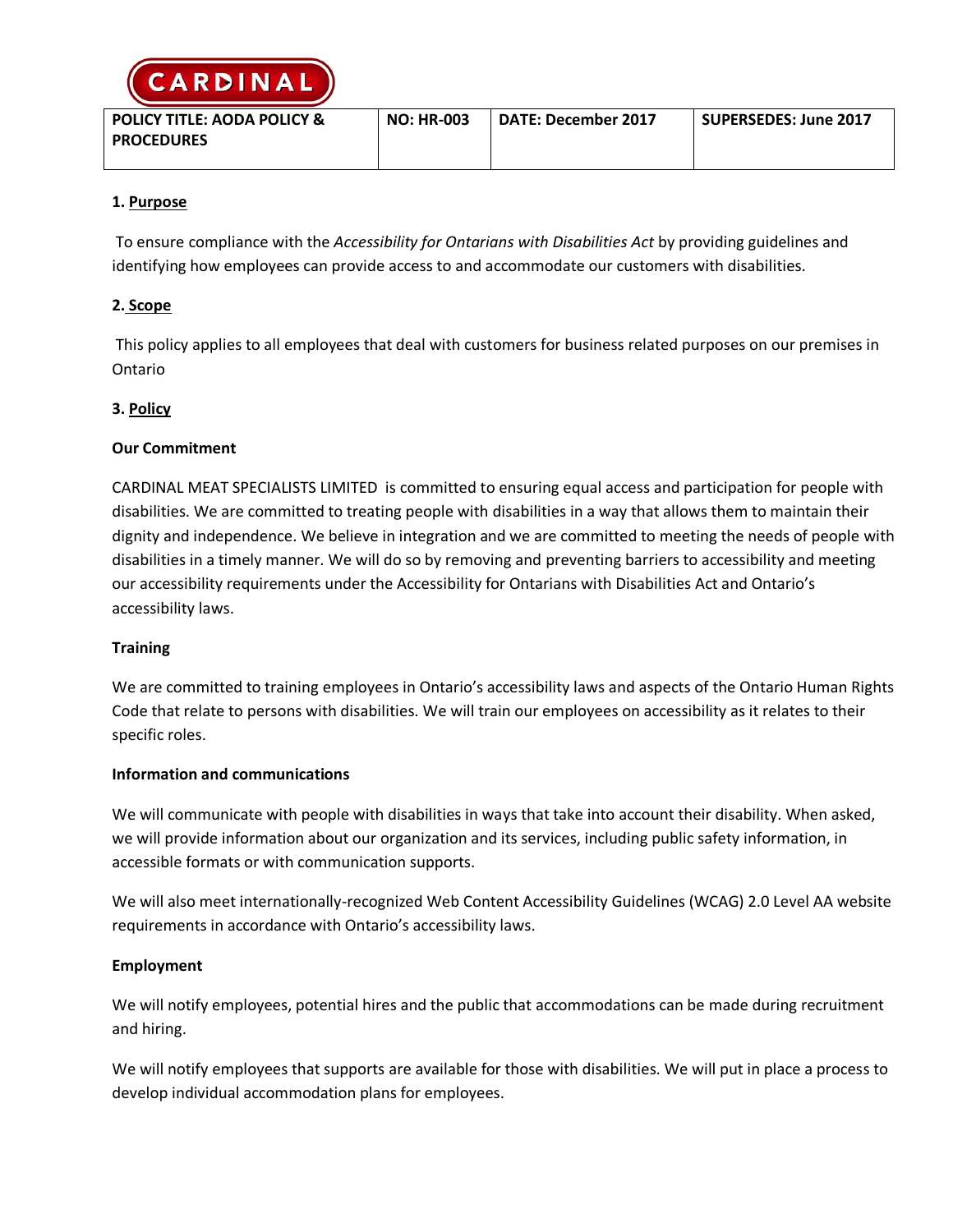CARDINAL

| POLICY TITLE: AODA POLICY & PROCEDURES | NO: HR-003 | DATE: December 2017 | SUPERSEDES: June 2017 |
|---|---|---|---|

## 1. Purpose

To ensure compliance with the *Accessibility for Ontarians with Disabilities Act* by providing guidelines and identifying how employees can provide access to and accommodate our customers with disabilities.

## 2. Scope

This policy applies to all employees that deal with customers for business related purposes on our premises in Ontario

## 3. Policy

**Our Commitment**

CARDINAL MEAT SPECIALISTS LIMITED is committed to ensuring equal access and participation for people with disabilities. We are committed to treating people with disabilities in a way that allows them to maintain their dignity and independence. We believe in integration and we are committed to meeting the needs of people with disabilities in a timely manner. We will do so by removing and preventing barriers to accessibility and meeting our accessibility requirements under the Accessibility for Ontarians with Disabilities Act and Ontario's accessibility laws.

**Training**

We are committed to training employees in Ontario's accessibility laws and aspects of the Ontario Human Rights Code that relate to persons with disabilities. We will train our employees on accessibility as it relates to their specific roles.

**Information and communications**

We will communicate with people with disabilities in ways that take into account their disability. When asked, we will provide information about our organization and its services, including public safety information, in accessible formats or with communication supports.

We will also meet internationally-recognized Web Content Accessibility Guidelines (WCAG) 2.0 Level AA website requirements in accordance with Ontario's accessibility laws.

**Employment**

We will notify employees, potential hires and the public that accommodations can be made during recruitment and hiring.

We will notify employees that supports are available for those with disabilities. We will put in place a process to develop individual accommodation plans for employees.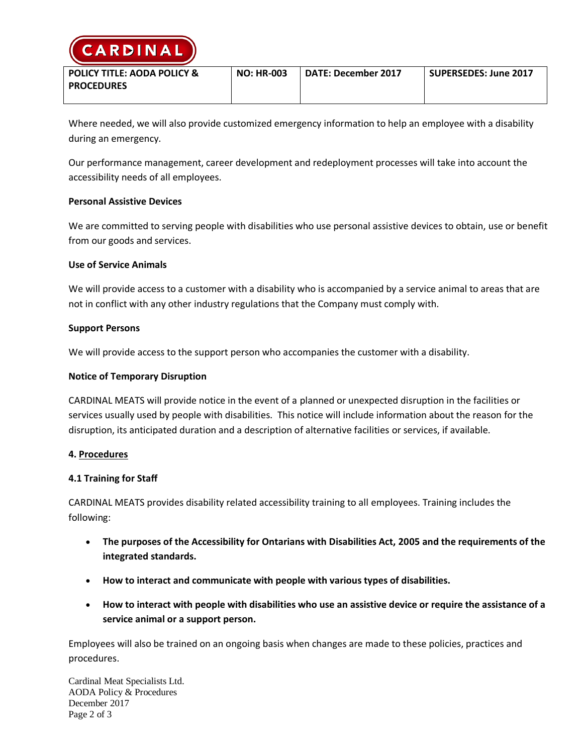Where needed, we will also provide customized emergency information to help an employee with a disability during an emergency.

Our performance management, career development and redeployment processes will take into account the accessibility needs of all employees.

**Personal Assistive Devices**

We are committed to serving people with disabilities who use personal assistive devices to obtain, use or benefit from our goods and services.

**Use of Service Animals**

We will provide access to a customer with a disability who is accompanied by a service animal to areas that are not in conflict with any other industry regulations that the Company must comply with.

**Support Persons**

We will provide access to the support person who accompanies the customer with a disability.

**Notice of Temporary Disruption**

CARDINAL MEATS will provide notice in the event of a planned or unexpected disruption in the facilities or services usually used by people with disabilities. This notice will include information about the reason for the disruption, its anticipated duration and a description of alternative facilities or services, if available.

## 4. Procedures

### 4.1 Training for Staff

CARDINAL MEATS provides disability related accessibility training to all employees. Training includes the following:

- **The purposes of the Accessibility for Ontarians with Disabilities Act, 2005 and the requirements of the integrated standards.**
- **How to interact and communicate with people with various types of disabilities.**
- **How to interact with people with disabilities who use an assistive device or require the assistance of a service animal or a support person.**

Employees will also be trained on an ongoing basis when changes are made to these policies, practices and procedures.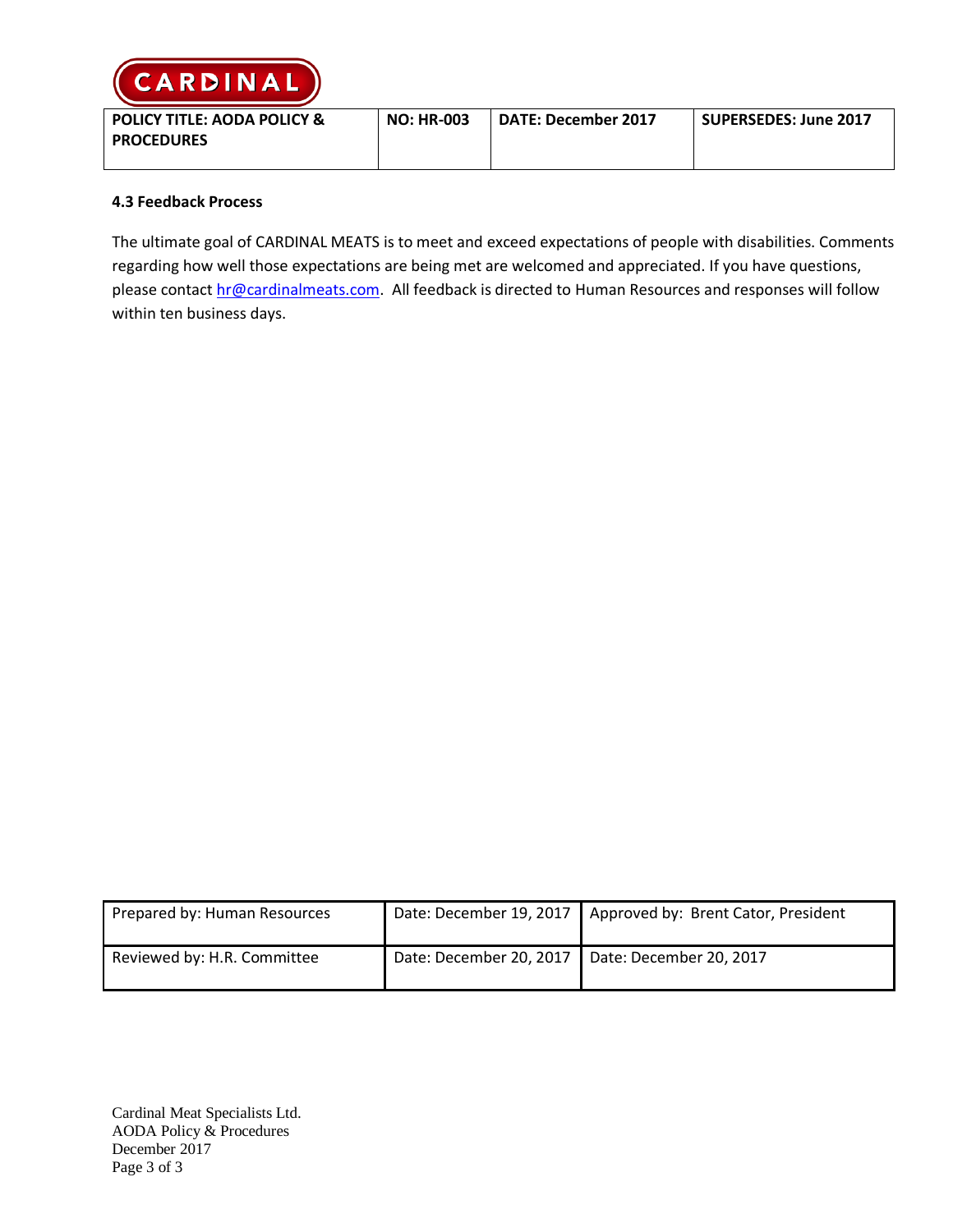| POLICY TITLE: AODA POLICY & PROCEDURES | NO: HR-003 | DATE: December 2017 | SUPERSEDES: June 2017 |
|---|---|---|---|

### 4.3 Feedback Process

The ultimate goal of CARDINAL MEATS is to meet and exceed expectations of people with disabilities. Comments regarding how well those expectations are being met are welcomed and appreciated. If you have questions, please contact hr@cardinalmeats.com. All feedback is directed to Human Resources and responses will follow within ten business days.

| | | |
|---|---|---|
| Prepared by: Human Resources | Date: December 19, 2017 | Approved by: Brent Cator, President |
| Reviewed by: H.R. Committee | Date: December 20, 2017 | Date: December 20, 2017 |

Cardinal Meat Specialists Ltd.
AODA Policy & Procedures
December 2017